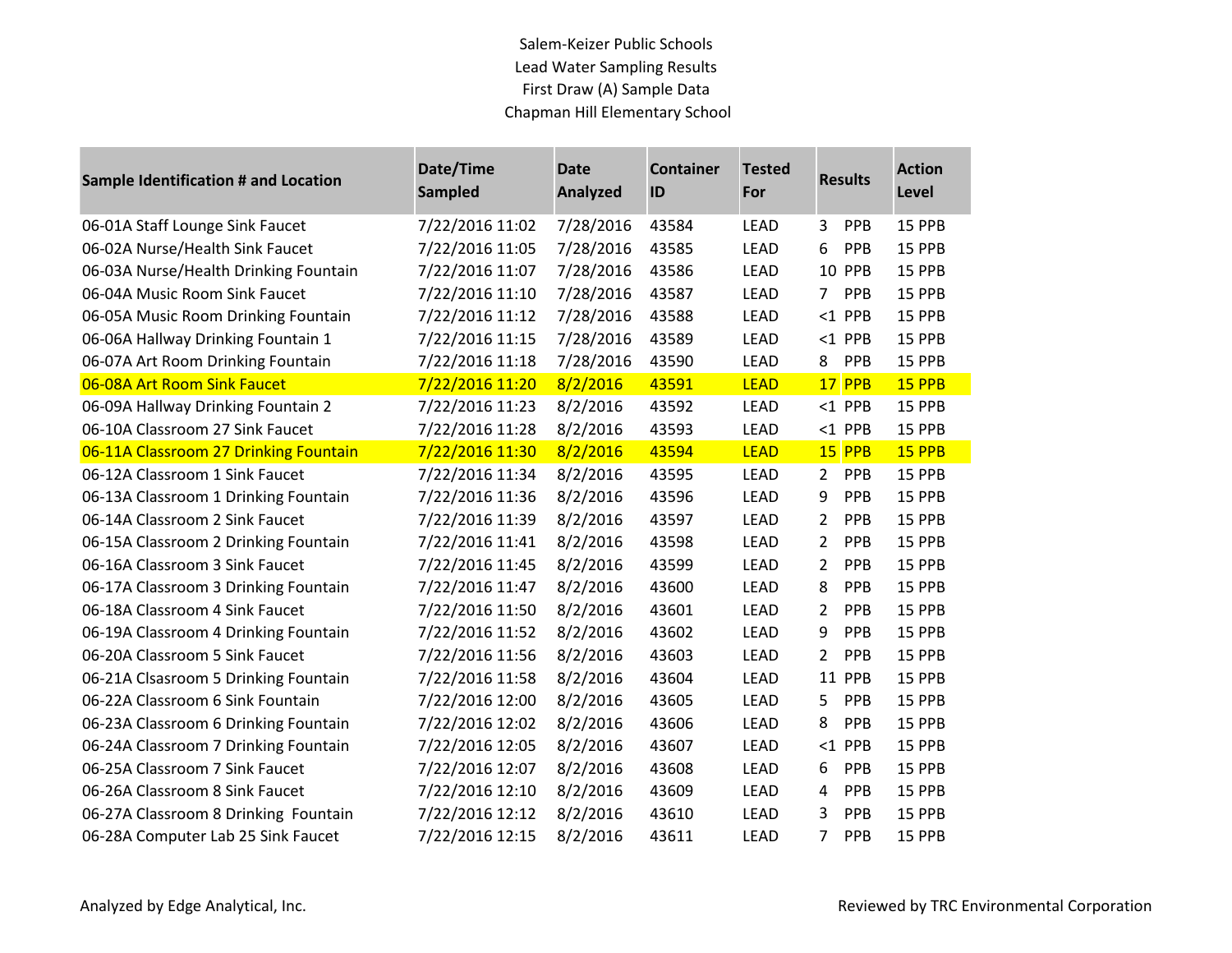Salem-Keizer Public Schools
Lead Water Sampling Results
First Draw (A) Sample Data
Chapman Hill Elementary School

| Sample Identification # and Location | Date/Time Sampled | Date Analyzed | Container ID | Tested For | Results | Action Level |
|---|---|---|---|---|---|---|
| 06-01A Staff Lounge Sink Faucet | 7/22/2016 11:02 | 7/28/2016 | 43584 | LEAD | 3 PPB | 15 PPB |
| 06-02A Nurse/Health Sink Faucet | 7/22/2016 11:05 | 7/28/2016 | 43585 | LEAD | 6 PPB | 15 PPB |
| 06-03A Nurse/Health Drinking Fountain | 7/22/2016 11:07 | 7/28/2016 | 43586 | LEAD | 10 PPB | 15 PPB |
| 06-04A Music Room Sink Faucet | 7/22/2016 11:10 | 7/28/2016 | 43587 | LEAD | 7 PPB | 15 PPB |
| 06-05A Music Room Drinking Fountain | 7/22/2016 11:12 | 7/28/2016 | 43588 | LEAD | <1 PPB | 15 PPB |
| 06-06A Hallway Drinking Fountain 1 | 7/22/2016 11:15 | 7/28/2016 | 43589 | LEAD | <1 PPB | 15 PPB |
| 06-07A Art Room Drinking Fountain | 7/22/2016 11:18 | 7/28/2016 | 43590 | LEAD | 8 PPB | 15 PPB |
| 06-08A Art Room Sink Faucet | 7/22/2016 11:20 | 8/2/2016 | 43591 | LEAD | 17 PPB | 15 PPB |
| 06-09A Hallway Drinking Fountain 2 | 7/22/2016 11:23 | 8/2/2016 | 43592 | LEAD | <1 PPB | 15 PPB |
| 06-10A Classroom 27 Sink Faucet | 7/22/2016 11:28 | 8/2/2016 | 43593 | LEAD | <1 PPB | 15 PPB |
| 06-11A Classroom 27 Drinking Fountain | 7/22/2016 11:30 | 8/2/2016 | 43594 | LEAD | 15 PPB | 15 PPB |
| 06-12A Classroom 1 Sink Faucet | 7/22/2016 11:34 | 8/2/2016 | 43595 | LEAD | 2 PPB | 15 PPB |
| 06-13A Classroom 1 Drinking Fountain | 7/22/2016 11:36 | 8/2/2016 | 43596 | LEAD | 9 PPB | 15 PPB |
| 06-14A Classroom 2 Sink Faucet | 7/22/2016 11:39 | 8/2/2016 | 43597 | LEAD | 2 PPB | 15 PPB |
| 06-15A Classroom 2 Drinking Fountain | 7/22/2016 11:41 | 8/2/2016 | 43598 | LEAD | 2 PPB | 15 PPB |
| 06-16A Classroom 3 Sink Faucet | 7/22/2016 11:45 | 8/2/2016 | 43599 | LEAD | 2 PPB | 15 PPB |
| 06-17A Classroom 3 Drinking Fountain | 7/22/2016 11:47 | 8/2/2016 | 43600 | LEAD | 8 PPB | 15 PPB |
| 06-18A Classroom 4 Sink Faucet | 7/22/2016 11:50 | 8/2/2016 | 43601 | LEAD | 2 PPB | 15 PPB |
| 06-19A Classroom 4 Drinking Fountain | 7/22/2016 11:52 | 8/2/2016 | 43602 | LEAD | 9 PPB | 15 PPB |
| 06-20A Classroom 5 Sink Faucet | 7/22/2016 11:56 | 8/2/2016 | 43603 | LEAD | 2 PPB | 15 PPB |
| 06-21A Clsaroom 5 Drinking Fountain | 7/22/2016 11:58 | 8/2/2016 | 43604 | LEAD | 11 PPB | 15 PPB |
| 06-22A Classroom 6 Sink Fountain | 7/22/2016 12:00 | 8/2/2016 | 43605 | LEAD | 5 PPB | 15 PPB |
| 06-23A Classroom 6 Drinking Fountain | 7/22/2016 12:02 | 8/2/2016 | 43606 | LEAD | 8 PPB | 15 PPB |
| 06-24A Classroom 7 Drinking Fountain | 7/22/2016 12:05 | 8/2/2016 | 43607 | LEAD | <1 PPB | 15 PPB |
| 06-25A Classroom 7 Sink Faucet | 7/22/2016 12:07 | 8/2/2016 | 43608 | LEAD | 6 PPB | 15 PPB |
| 06-26A Classroom 8 Sink Faucet | 7/22/2016 12:10 | 8/2/2016 | 43609 | LEAD | 4 PPB | 15 PPB |
| 06-27A Classroom 8 Drinking Fountain | 7/22/2016 12:12 | 8/2/2016 | 43610 | LEAD | 3 PPB | 15 PPB |
| 06-28A Computer Lab 25 Sink Faucet | 7/22/2016 12:15 | 8/2/2016 | 43611 | LEAD | 7 PPB | 15 PPB |

Analyzed by Edge Analytical, Inc.

Reviewed by TRC Environmental Corporation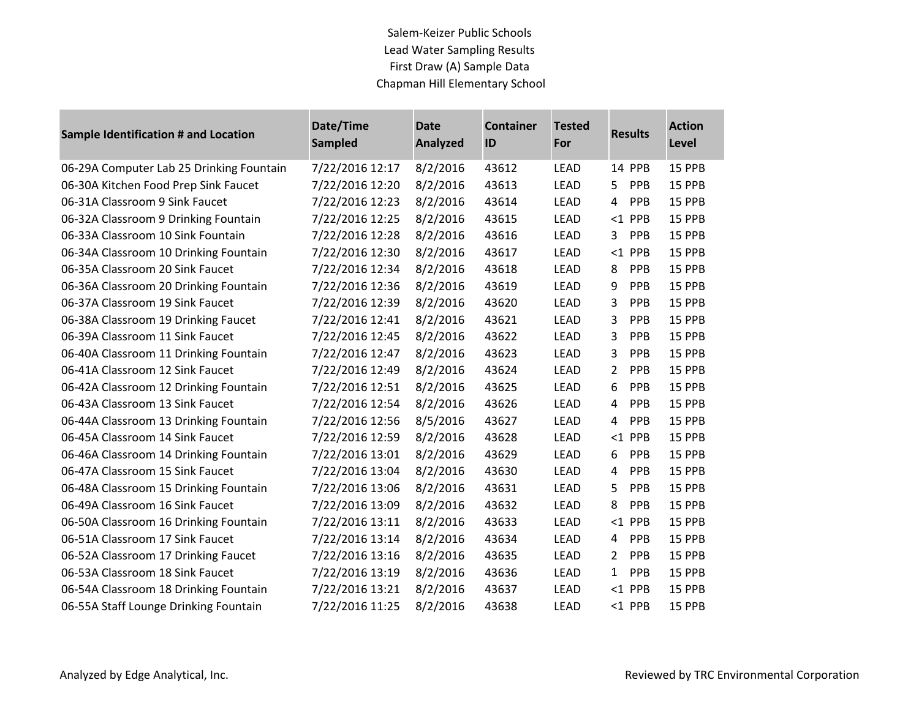Salem-Keizer Public Schools
Lead Water Sampling Results
First Draw (A) Sample Data
Chapman Hill Elementary School

| Sample Identification # and Location | Date/Time Sampled | Date Analyzed | Container ID | Tested For | Results | Action Level |
|---|---|---|---|---|---|---|
| 06-29A Computer Lab 25 Drinking Fountain | 7/22/2016 12:17 | 8/2/2016 | 43612 | LEAD | 14 PPB | 15 PPB |
| 06-30A Kitchen Food Prep Sink Faucet | 7/22/2016 12:20 | 8/2/2016 | 43613 | LEAD | 5 PPB | 15 PPB |
| 06-31A Classroom 9 Sink Faucet | 7/22/2016 12:23 | 8/2/2016 | 43614 | LEAD | 4 PPB | 15 PPB |
| 06-32A Classroom 9 Drinking Fountain | 7/22/2016 12:25 | 8/2/2016 | 43615 | LEAD | <1 PPB | 15 PPB |
| 06-33A Classroom 10 Sink Fountain | 7/22/2016 12:28 | 8/2/2016 | 43616 | LEAD | 3 PPB | 15 PPB |
| 06-34A Classroom 10 Drinking Fountain | 7/22/2016 12:30 | 8/2/2016 | 43617 | LEAD | <1 PPB | 15 PPB |
| 06-35A Classroom 20 Sink Faucet | 7/22/2016 12:34 | 8/2/2016 | 43618 | LEAD | 8 PPB | 15 PPB |
| 06-36A Classroom 20 Drinking Fountain | 7/22/2016 12:36 | 8/2/2016 | 43619 | LEAD | 9 PPB | 15 PPB |
| 06-37A Classroom 19 Sink Faucet | 7/22/2016 12:39 | 8/2/2016 | 43620 | LEAD | 3 PPB | 15 PPB |
| 06-38A Classroom 19 Drinking Faucet | 7/22/2016 12:41 | 8/2/2016 | 43621 | LEAD | 3 PPB | 15 PPB |
| 06-39A Classroom 11 Sink Faucet | 7/22/2016 12:45 | 8/2/2016 | 43622 | LEAD | 3 PPB | 15 PPB |
| 06-40A Classroom 11 Drinking Fountain | 7/22/2016 12:47 | 8/2/2016 | 43623 | LEAD | 3 PPB | 15 PPB |
| 06-41A Classroom 12 Sink Faucet | 7/22/2016 12:49 | 8/2/2016 | 43624 | LEAD | 2 PPB | 15 PPB |
| 06-42A Classroom 12 Drinking Fountain | 7/22/2016 12:51 | 8/2/2016 | 43625 | LEAD | 6 PPB | 15 PPB |
| 06-43A Classroom 13 Sink Faucet | 7/22/2016 12:54 | 8/2/2016 | 43626 | LEAD | 4 PPB | 15 PPB |
| 06-44A Classroom 13 Drinking Fountain | 7/22/2016 12:56 | 8/5/2016 | 43627 | LEAD | 4 PPB | 15 PPB |
| 06-45A Classroom 14 Sink Faucet | 7/22/2016 12:59 | 8/2/2016 | 43628 | LEAD | <1 PPB | 15 PPB |
| 06-46A Classroom 14 Drinking Fountain | 7/22/2016 13:01 | 8/2/2016 | 43629 | LEAD | 6 PPB | 15 PPB |
| 06-47A Classroom 15 Sink Faucet | 7/22/2016 13:04 | 8/2/2016 | 43630 | LEAD | 4 PPB | 15 PPB |
| 06-48A Classroom 15 Drinking Fountain | 7/22/2016 13:06 | 8/2/2016 | 43631 | LEAD | 5 PPB | 15 PPB |
| 06-49A Classroom 16 Sink Faucet | 7/22/2016 13:09 | 8/2/2016 | 43632 | LEAD | 8 PPB | 15 PPB |
| 06-50A Classroom 16 Drinking Fountain | 7/22/2016 13:11 | 8/2/2016 | 43633 | LEAD | <1 PPB | 15 PPB |
| 06-51A Classroom 17 Sink Faucet | 7/22/2016 13:14 | 8/2/2016 | 43634 | LEAD | 4 PPB | 15 PPB |
| 06-52A Classroom 17 Drinking Faucet | 7/22/2016 13:16 | 8/2/2016 | 43635 | LEAD | 2 PPB | 15 PPB |
| 06-53A Classroom 18 Sink Faucet | 7/22/2016 13:19 | 8/2/2016 | 43636 | LEAD | 1 PPB | 15 PPB |
| 06-54A Classroom 18 Drinking Fountain | 7/22/2016 13:21 | 8/2/2016 | 43637 | LEAD | <1 PPB | 15 PPB |
| 06-55A Staff Lounge Drinking Fountain | 7/22/2016 11:25 | 8/2/2016 | 43638 | LEAD | <1 PPB | 15 PPB |

Analyzed by Edge Analytical, Inc.

Reviewed by TRC Environmental Corporation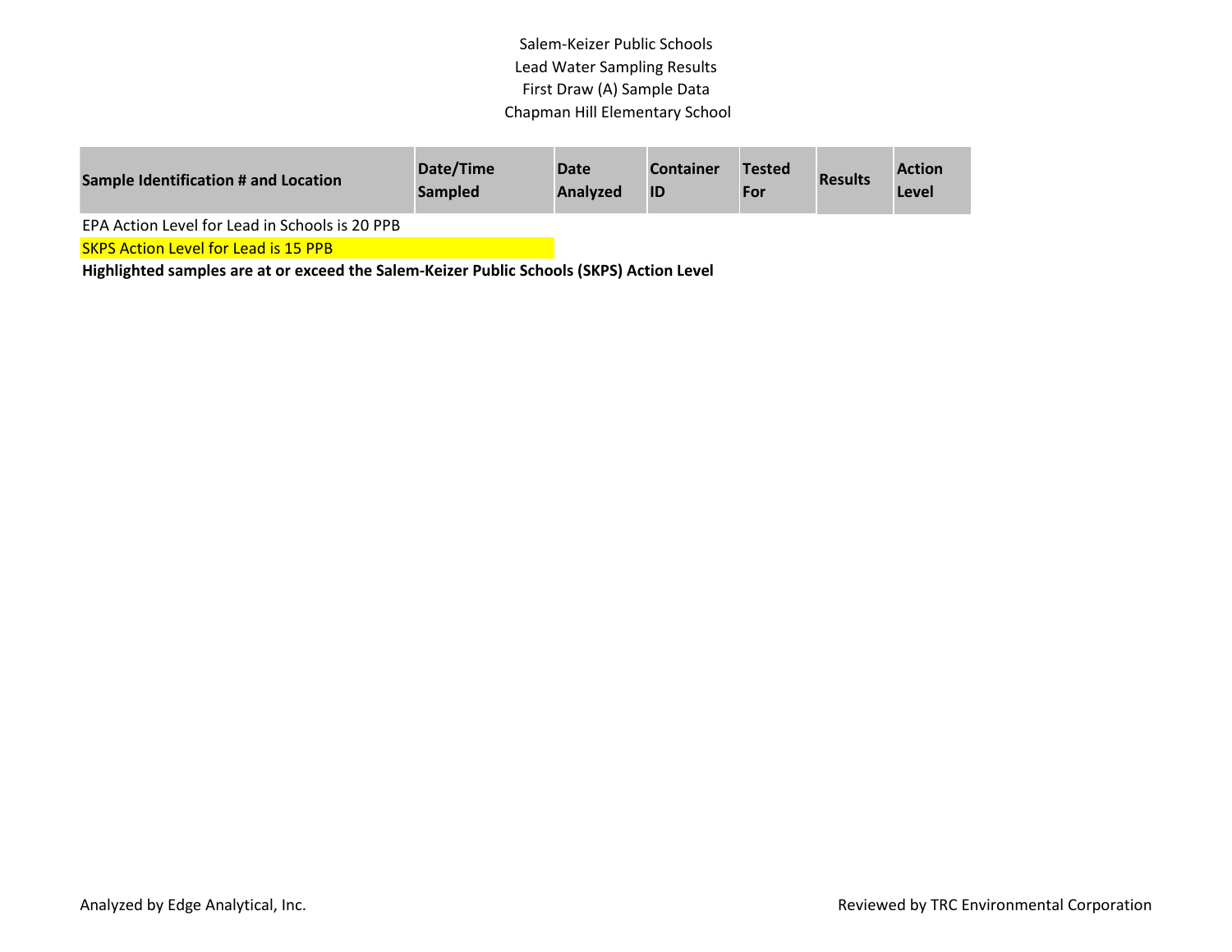Salem-Keizer Public Schools
Lead Water Sampling Results
First Draw (A) Sample Data
Chapman Hill Elementary School

| Sample Identification # and Location | Date/Time Sampled | Date Analyzed | Container ID | Tested For | Results | Action Level |
|---|---|---|---|---|---|---|

EPA Action Level for Lead in Schools is 20 PPB

SKPS Action Level for Lead is 15 PPB

**Highlighted samples are at or exceed the Salem-Keizer Public Schools (SKPS) Action Level**

Analyzed by Edge Analytical, Inc.

Reviewed by TRC Environmental Corporation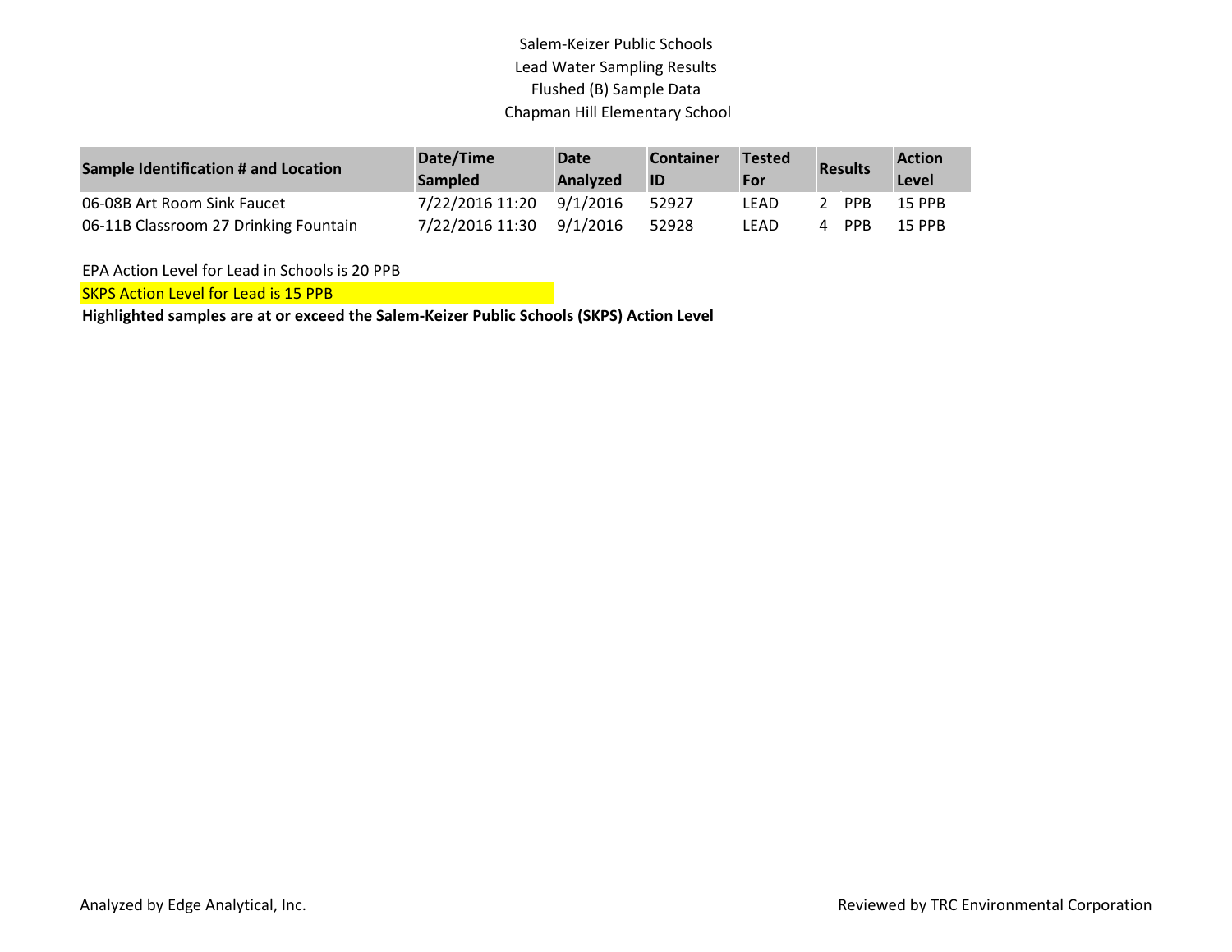# Salem-Keizer Public Schools
## Lead Water Sampling Results
## Flushed (B) Sample Data
## Chapman Hill Elementary School

| Sample Identification # and Location | Date/Time Sampled | Date Analyzed | Container ID | Tested For | Results | | Action Level |
|---|---|---|---|---|---|---|---|
| 06-08B Art Room Sink Faucet | 7/22/2016 11:20 | 9/1/2016 | 52927 | LEAD | 2 | PPB | 15 PPB |
| 06-11B Classroom 27 Drinking Fountain | 7/22/2016 11:30 | 9/1/2016 | 52928 | LEAD | 4 | PPB | 15 PPB |

EPA Action Level for Lead in Schools is 20 PPB

SKPS Action Level for Lead is 15 PPB

**Highlighted samples are at or exceed the Salem-Keizer Public Schools (SKPS) Action Level**

Analyzed by Edge Analytical, Inc.

Reviewed by TRC Environmental Corporation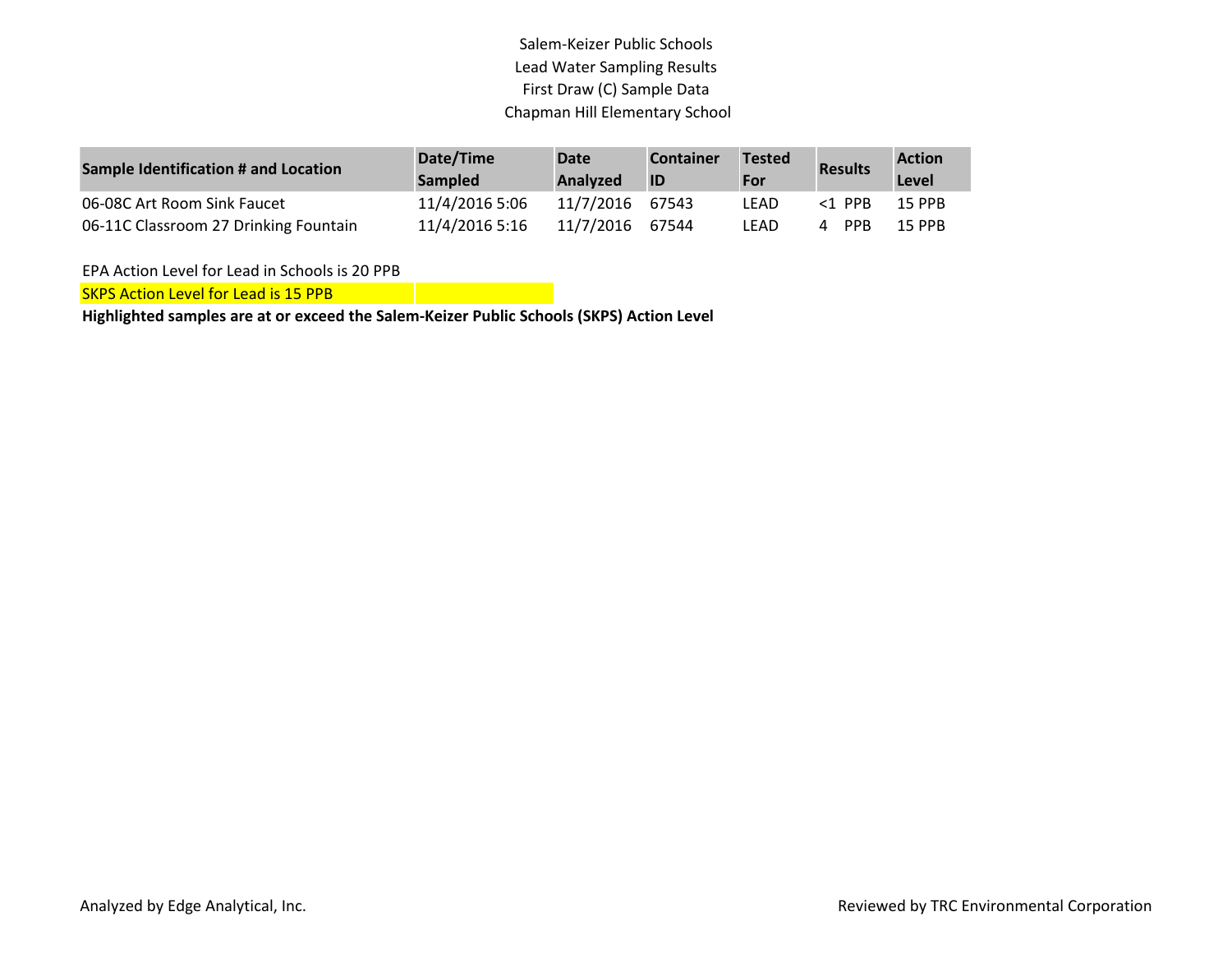Salem-Keizer Public Schools
Lead Water Sampling Results
First Draw (C) Sample Data
Chapman Hill Elementary School

| Sample Identification # and Location | Date/Time Sampled | Date Analyzed | Container ID | Tested For | Results | Action Level |
|---|---|---|---|---|---|---|
| 06-08C Art Room Sink Faucet | 11/4/2016 5:06 | 11/7/2016 | 67543 | LEAD | <1 PPB | 15 PPB |
| 06-11C Classroom 27 Drinking Fountain | 11/4/2016 5:16 | 11/7/2016 | 67544 | LEAD | 4 PPB | 15 PPB |

EPA Action Level for Lead in Schools is 20 PPB

SKPS Action Level for Lead is 15 PPB

**Highlighted samples are at or exceed the Salem-Keizer Public Schools (SKPS) Action Level**

Analyzed by Edge Analytical, Inc.

Reviewed by TRC Environmental Corporation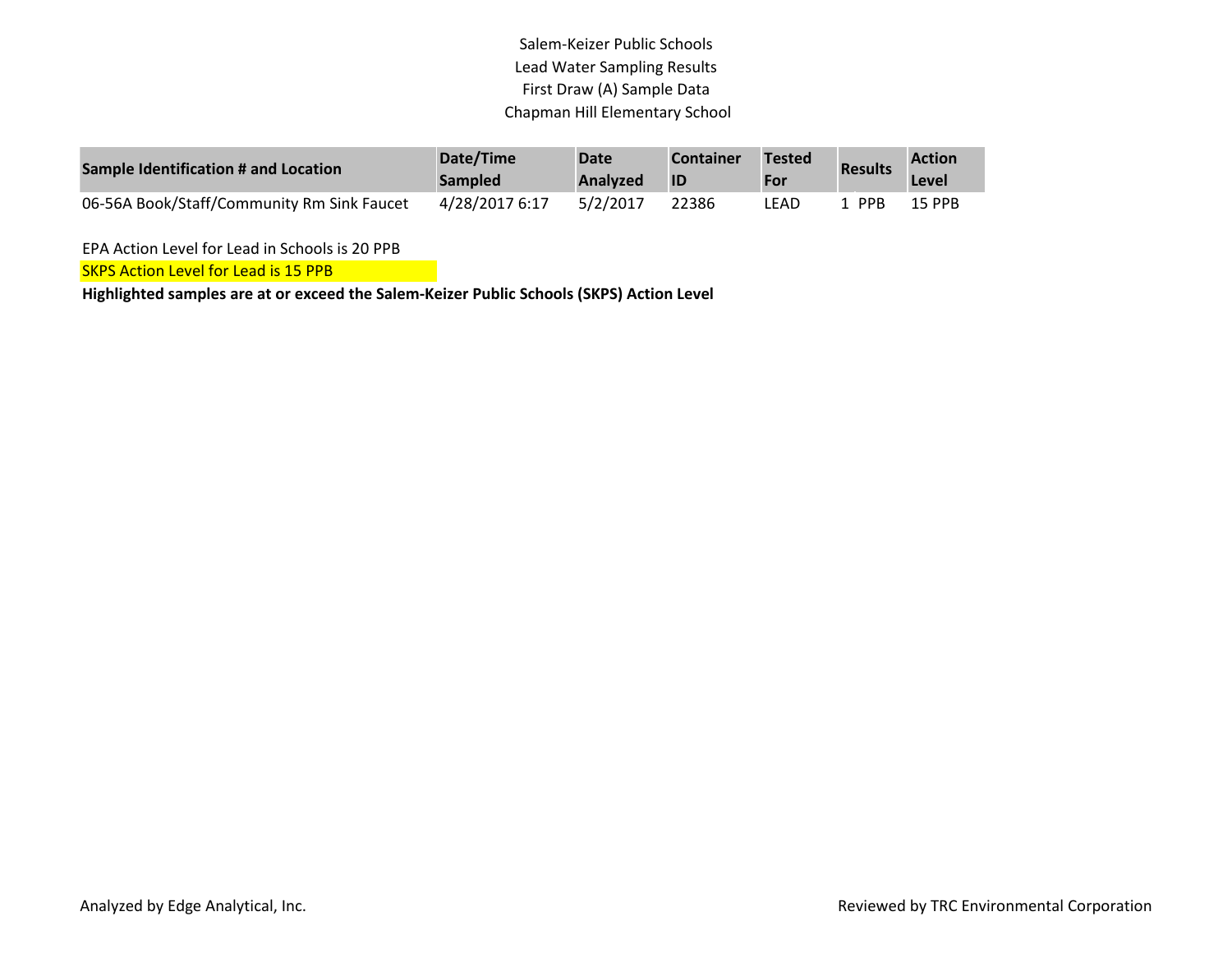Salem-Keizer Public Schools
Lead Water Sampling Results
First Draw (A) Sample Data
Chapman Hill Elementary School

| Sample Identification # and Location | Date/Time Sampled | Date Analyzed | Container ID | Tested For | Results | Action Level |
|---|---|---|---|---|---|---|
| 06-56A Book/Staff/Community Rm Sink Faucet | 4/28/2017 6:17 | 5/2/2017 | 22386 | LEAD | 1 PPB | 15 PPB |

EPA Action Level for Lead in Schools is 20 PPB

SKPS Action Level for Lead is 15 PPB

**Highlighted samples are at or exceed the Salem-Keizer Public Schools (SKPS) Action Level**

Analyzed by Edge Analytical, Inc.

Reviewed by TRC Environmental Corporation